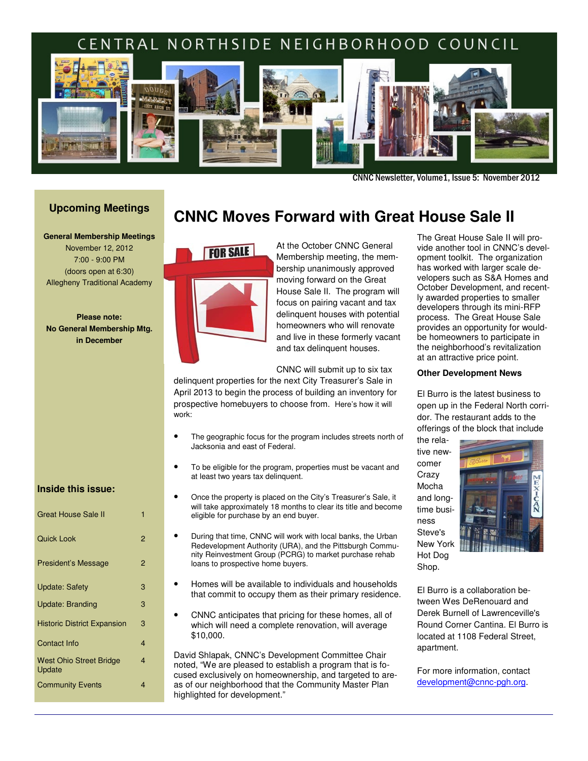# CENTRAL NORTHSIDE NEIGHBORHOOD COUNCIL

CNNC Newsletter, Volume1, Issue 5: November 2012

## Upcoming Meetings

**General Membership Meetings**
November 12, 2012
7:00 - 9:00 PM
(doors open at 6:30)
Allegheny Traditional Academy

**Please note:**
**No General Membership Mtg. in December**

## Inside this issue:

| | |
|---|---|
| Great House Sale II | 1 |
| Quick Look | 2 |
| President's Message | 2 |
| Update: Safety | 3 |
| Update: Branding | 3 |
| Historic District Expansion | 3 |
| Contact Info | 4 |
| West Ohio Street Bridge Update | 4 |
| Community Events | 4 |

# CNNC Moves Forward with Great House Sale II

At the October CNNC General Membership meeting, the membership unanimously approved moving forward on the Great House Sale II. The program will focus on pairing vacant and tax delinquent houses with potential homeowners who will renovate and live in these formerly vacant and tax delinquent houses.

CNNC will submit up to six tax delinquent properties for the next City Treasurer's Sale in April 2013 to begin the process of building an inventory for prospective homebuyers to choose from. Here's how it will work:

- The geographic focus for the program includes streets north of Jacksonia and east of Federal.
- To be eligible for the program, properties must be vacant and at least two years tax delinquent.
- Once the property is placed on the City's Treasurer's Sale, it will take approximately 18 months to clear its title and become eligible for purchase by an end buyer.
- During that time, CNNC will work with local banks, the Urban Redevelopment Authority (URA), and the Pittsburgh Community Reinvestment Group (PCRG) to market purchase rehab loans to prospective home buyers.
- Homes will be available to individuals and households that commit to occupy them as their primary residence.
- CNNC anticipates that pricing for these homes, all of which will need a complete renovation, will average $10,000.

David Shlapak, CNNC's Development Committee Chair noted, "We are pleased to establish a program that is focused exclusively on homeownership, and targeted to areas of our neighborhood that the Community Master Plan highlighted for development."

The Great House Sale II will provide another tool in CNNC's development toolkit. The organization has worked with larger scale developers such as S&A Homes and October Development, and recently awarded properties to smaller developers through its mini-RFP process. The Great House Sale provides an opportunity for would-be homeowners to participate in the neighborhood's revitalization at an attractive price point.

### Other Development News

El Burro is the latest business to open up in the Federal North corridor. The restaurant adds to the offerings of the block that include the relative newcomer Crazy Mocha and long-time business Steve's New York Hot Dog Shop.

El Burro is a collaboration between Wes DeRenouard and Derek Burnell of Lawrenceville's Round Corner Cantina. El Burro is located at 1108 Federal Street, apartment.

For more information, contact development@cnnc-pgh.org.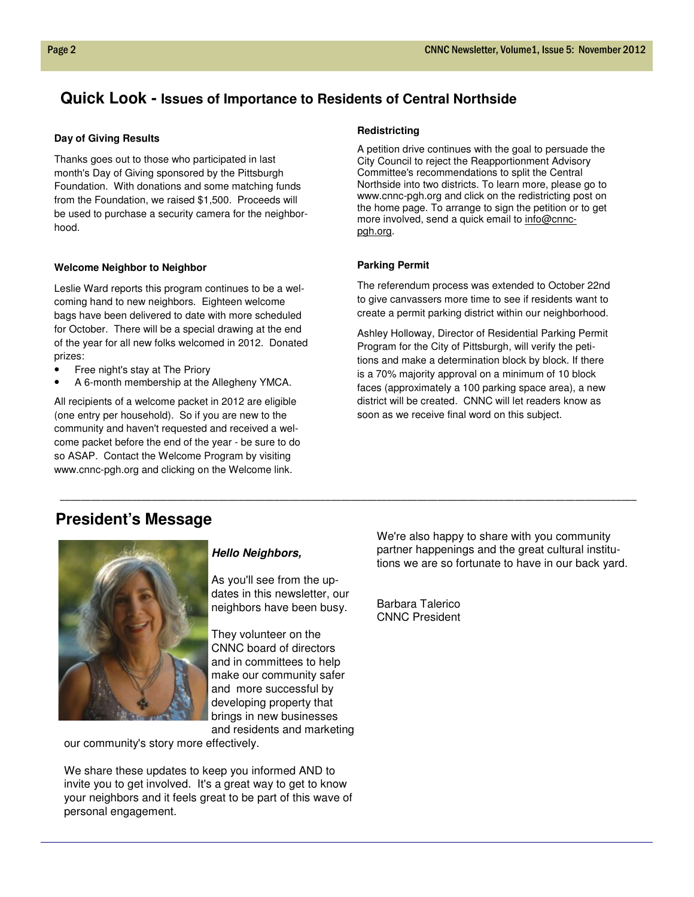## Quick Look - Issues of Importance to Residents of Central Northside

**Day of Giving Results**

Thanks goes out to those who participated in last month's Day of Giving sponsored by the Pittsburgh Foundation. With donations and some matching funds from the Foundation, we raised $1,500. Proceeds will be used to purchase a security camera for the neighborhood.

**Welcome Neighbor to Neighbor**

Leslie Ward reports this program continues to be a welcoming hand to new neighbors. Eighteen welcome bags have been delivered to date with more scheduled for October. There will be a special drawing at the end of the year for all new folks welcomed in 2012. Donated prizes:

- Free night's stay at The Priory
- A 6-month membership at the Allegheny YMCA.

All recipients of a welcome packet in 2012 are eligible (one entry per household). So if you are new to the community and haven't requested and received a welcome packet before the end of the year - be sure to do so ASAP. Contact the Welcome Program by visiting www.cnnc-pgh.org and clicking on the Welcome link.

**Redistricting**

A petition drive continues with the goal to persuade the City Council to reject the Reapportionment Advisory Committee's recommendations to split the Central Northside into two districts. To learn more, please go to www.cnnc-pgh.org and click on the redistricting post on the home page. To arrange to sign the petition or to get more involved, send a quick email to info@cnnc-pgh.org.

**Parking Permit**

The referendum process was extended to October 22nd to give canvassers more time to see if residents want to create a permit parking district within our neighborhood.

Ashley Holloway, Director of Residential Parking Permit Program for the City of Pittsburgh, will verify the petitions and make a determination block by block. If there is a 70% majority approval on a minimum of 10 block faces (approximately a 100 parking space area), a new district will be created. CNNC will let readers know as soon as we receive final word on this subject.

---

## President's Message

***Hello Neighbors,***

As you'll see from the updates in this newsletter, our neighbors have been busy.

They volunteer on the CNNC board of directors and in committees to help make our community safer and more successful by developing property that brings in new businesses and residents and marketing our community's story more effectively.

We share these updates to keep you informed AND to invite you to get involved. It's a great way to get to know your neighbors and it feels great to be part of this wave of personal engagement.

We're also happy to share with you community partner happenings and the great cultural institutions we are so fortunate to have in our back yard.

Barbara Talerico
CNNC President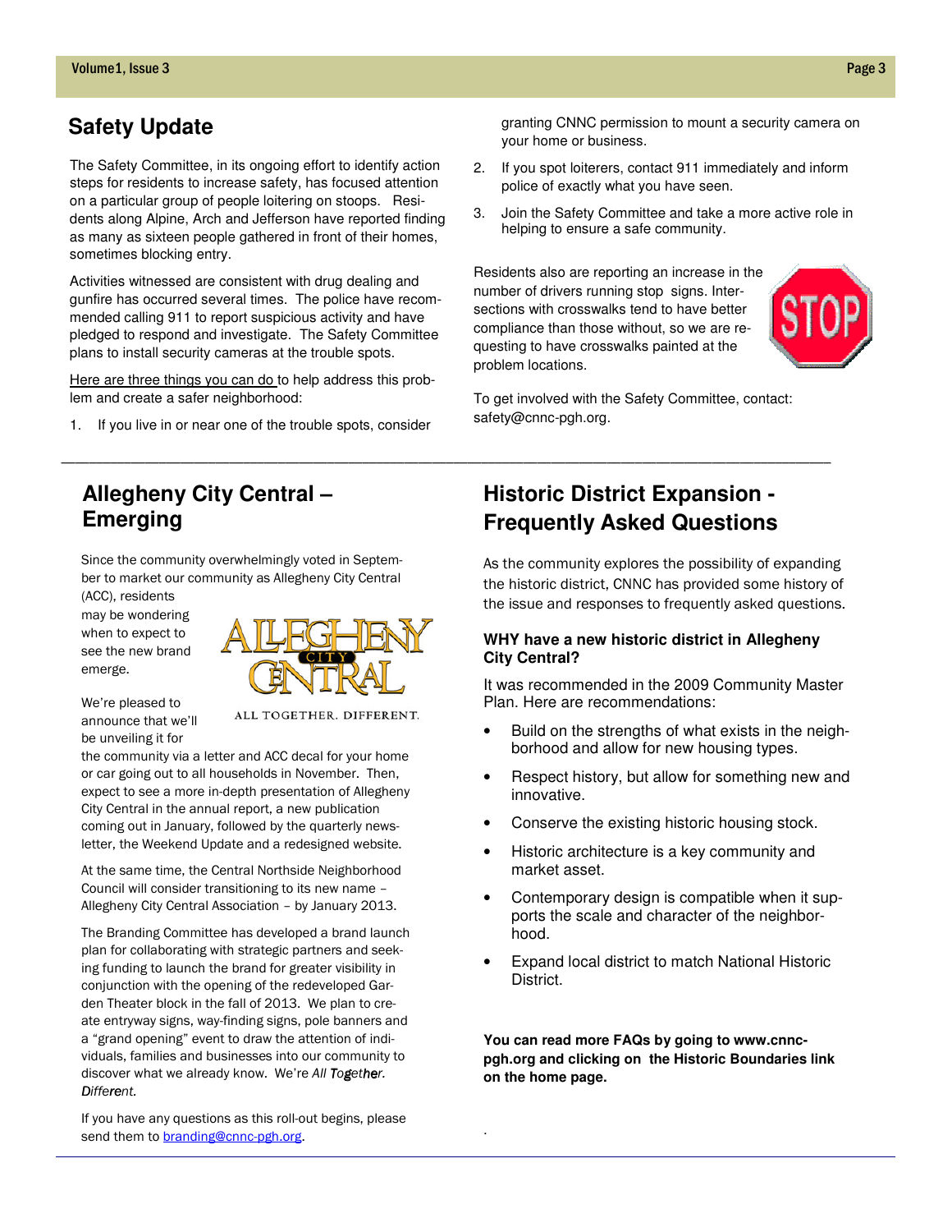## Safety Update

The Safety Committee, in its ongoing effort to identify action steps for residents to increase safety, has focused attention on a particular group of people loitering on stoops. Residents along Alpine, Arch and Jefferson have reported finding as many as sixteen people gathered in front of their homes, sometimes blocking entry.

Activities witnessed are consistent with drug dealing and gunfire has occurred several times. The police have recommended calling 911 to report suspicious activity and have pledged to respond and investigate. The Safety Committee plans to install security cameras at the trouble spots.

Here are three things you can do to help address this problem and create a safer neighborhood:

1. If you live in or near one of the trouble spots, consider granting CNNC permission to mount a security camera on your home or business.
2. If you spot loiterers, contact 911 immediately and inform police of exactly what you have seen.
3. Join the Safety Committee and take a more active role in helping to ensure a safe community.

Residents also are reporting an increase in the number of drivers running stop signs. Intersections with crosswalks tend to have better compliance than those without, so we are requesting to have crosswalks painted at the problem locations.

To get involved with the Safety Committee, contact: safety@cnnc-pgh.org.

---

## Allegheny City Central – Emerging

Since the community overwhelmingly voted in September to market our community as Allegheny City Central (ACC), residents may be wondering when to expect to see the new brand emerge.

ALLEGHENY CITY CENTRAL
ALL TOGETHER. DIFFERENT.

We're pleased to announce that we'll be unveiling it for the community via a letter and ACC decal for your home or car going out to all households in November. Then, expect to see a more in-depth presentation of Allegheny City Central in the annual report, a new publication coming out in January, followed by the quarterly newsletter, the Weekend Update and a redesigned website.

At the same time, the Central Northside Neighborhood Council will consider transitioning to its new name – Allegheny City Central Association – by January 2013.

The Branding Committee has developed a brand launch plan for collaborating with strategic partners and seeking funding to launch the brand for greater visibility in conjunction with the opening of the redeveloped Garden Theater block in the fall of 2013. We plan to create entryway signs, way-finding signs, pole banners and a "grand opening" event to draw the attention of individuals, families and businesses into our community to discover what we already know. We're *All Together. Different.*

If you have any questions as this roll-out begins, please send them to branding@cnnc-pgh.org.

## Historic District Expansion - Frequently Asked Questions

As the community explores the possibility of expanding the historic district, CNNC has provided some history of the issue and responses to frequently asked questions.

**WHY have a new historic district in Allegheny City Central?**

It was recommended in the 2009 Community Master Plan. Here are recommendations:

- Build on the strengths of what exists in the neighborhood and allow for new housing types.
- Respect history, but allow for something new and innovative.
- Conserve the existing historic housing stock.
- Historic architecture is a key community and market asset.
- Contemporary design is compatible when it supports the scale and character of the neighborhood.
- Expand local district to match National Historic District.

**You can read more FAQs by going to www.cnnc-pgh.org and clicking on the Historic Boundaries link on the home page.**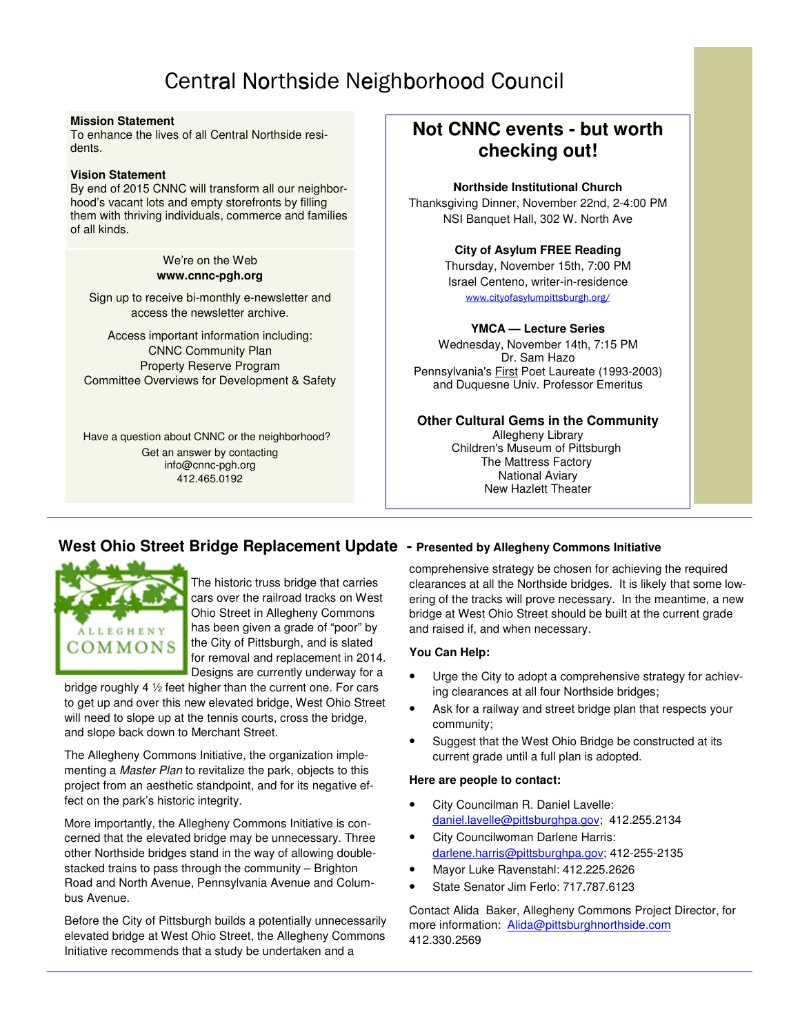# Central Northside Neighborhood Council

**Mission Statement**
To enhance the lives of all Central Northside residents.

**Vision Statement**
By end of 2015 CNNC will transform all our neighborhood's vacant lots and empty storefronts by filling them with thriving individuals, commerce and families of all kinds.

We're on the Web
**www.cnnc-pgh.org**

Sign up to receive bi-monthly e-newsletter and access the newsletter archive.

Access important information including:
CNNC Community Plan
Property Reserve Program
Committee Overviews for Development & Safety

Have a question about CNNC or the neighborhood?
Get an answer by contacting
info@cnnc-pgh.org
412.465.0192

## Not CNNC events - but worth checking out!

**Northside Institutional Church**
Thanksgiving Dinner, November 22nd, 2-4:00 PM
NSI Banquet Hall, 302 W. North Ave

**City of Asylum FREE Reading**
Thursday, November 15th, 7:00 PM
Israel Centeno, writer-in-residence
www.cityofasylumpittsburgh.org/

**YMCA — Lecture Series**
Wednesday, November 14th, 7:15 PM
Dr. Sam Hazo
Pennsylvania's First Poet Laureate (1993-2003)
and Duquesne Univ. Professor Emeritus

**Other Cultural Gems in the Community**
Allegheny Library
Children's Museum of Pittsburgh
The Mattress Factory
National Aviary
New Hazlett Theater

## West Ohio Street Bridge Replacement Update - Presented by Allegheny Commons Initiative

ALLEGHENY COMMONS

The historic truss bridge that carries cars over the railroad tracks on West Ohio Street in Allegheny Commons has been given a grade of "poor" by the City of Pittsburgh, and is slated for removal and replacement in 2014. Designs are currently underway for a bridge roughly 4 ½ feet higher than the current one. For cars to get up and over this new elevated bridge, West Ohio Street will need to slope up at the tennis courts, cross the bridge, and slope back down to Merchant Street.

The Allegheny Commons Initiative, the organization implementing a *Master Plan* to revitalize the park, objects to this project from an aesthetic standpoint, and for its negative effect on the park's historic integrity.

More importantly, the Allegheny Commons Initiative is concerned that the elevated bridge may be unnecessary. Three other Northside bridges stand in the way of allowing double-stacked trains to pass through the community – Brighton Road and North Avenue, Pennsylvania Avenue and Columbus Avenue.

Before the City of Pittsburgh builds a potentially unnecessarily elevated bridge at West Ohio Street, the Allegheny Commons Initiative recommends that a study be undertaken and a comprehensive strategy be chosen for achieving the required clearances at all the Northside bridges. It is likely that some lowering of the tracks will prove necessary. In the meantime, a new bridge at West Ohio Street should be built at the current grade and raised if, and when necessary.

**You Can Help:**

- Urge the City to adopt a comprehensive strategy for achieving clearances at all four Northside bridges;
- Ask for a railway and street bridge plan that respects your community;
- Suggest that the West Ohio Bridge be constructed at its current grade until a full plan is adopted.

**Here are people to contact:**

- City Councilman R. Daniel Lavelle: daniel.lavelle@pittsburghpa.gov; 412.255.2134
- City Councilwoman Darlene Harris: darlene.harris@pittsburghpa.gov; 412-255-2135
- Mayor Luke Ravenstahl: 412.225.2626
- State Senator Jim Ferlo: 717.787.6123

Contact Alida Baker, Allegheny Commons Project Director, for more information: Alida@pittsburghnorthside.com 412.330.2569